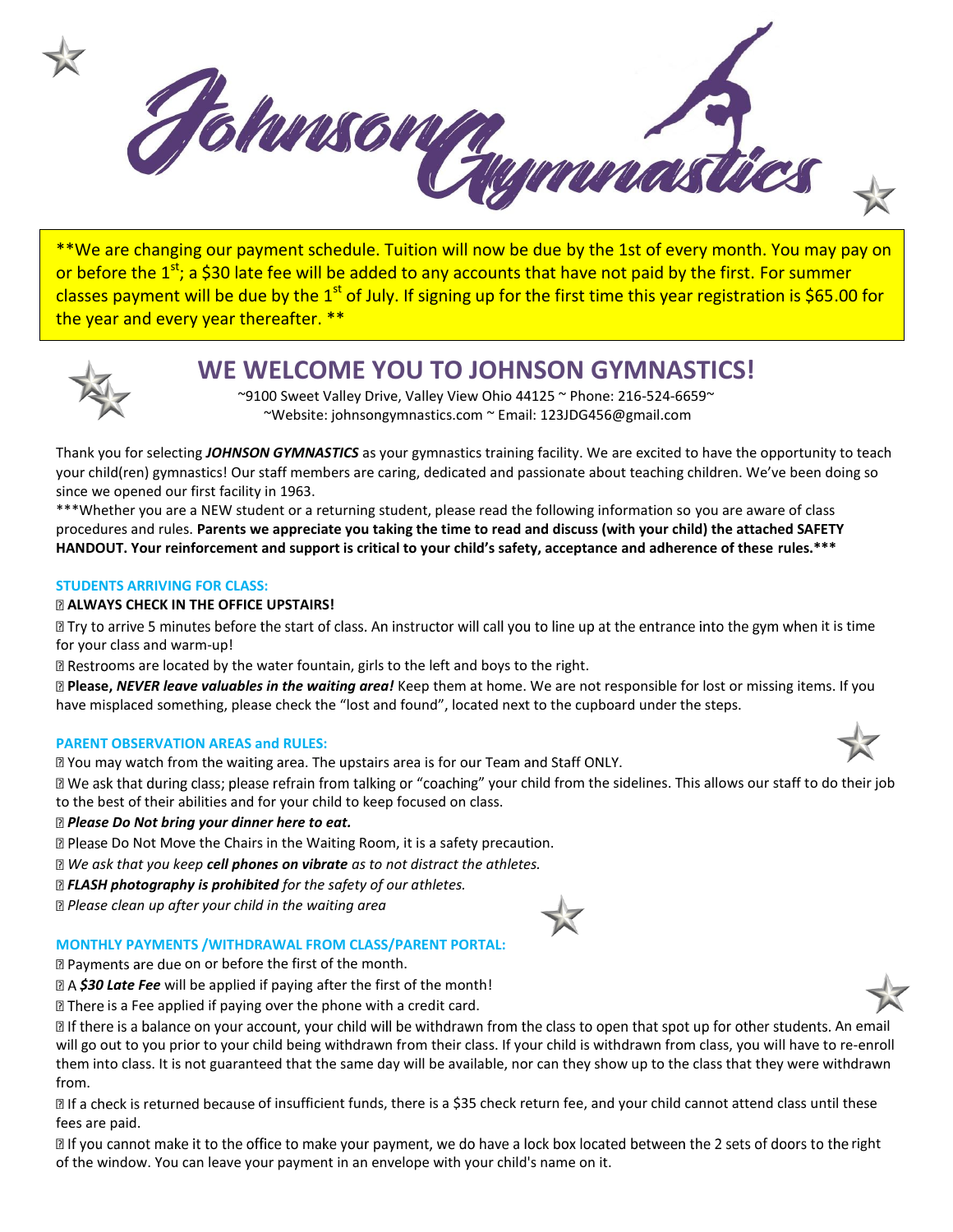# Johnson Gymnastics

**We are changing our payment schedule. Tuition will now be due by the 1st of every month. You may pay on or before the 1st; a $30 late fee will be added to any accounts that have not paid by the first. For summer classes payment will be due by the 1st of July. If signing up for the first time this year registration is $65.00 for the year and every year thereafter. **

## WE WELCOME YOU TO JOHNSON GYMNASTICS!

~9100 Sweet Valley Drive, Valley View Ohio 44125 ~ Phone: 216-524-6659~
~Website: johnsongymnastics.com ~ Email: 123JDG456@gmail.com

Thank you for selecting ***JOHNSON GYMNASTICS*** as your gymnastics training facility. We are excited to have the opportunity to teach your child(ren) gymnastics! Our staff members are caring, dedicated and passionate about teaching children. We've been doing so since we opened our first facility in 1963.

***Whether you are a NEW student or a returning student, please read the following information so you are aware of class procedures and rules. **Parents we appreciate you taking the time to read and discuss (with your child) the attached SAFETY HANDOUT. Your reinforcement and support is critical to your child's safety, acceptance and adherence of these rules.*****

### STUDENTS ARRIVING FOR CLASS:

- **ALWAYS CHECK IN THE OFFICE UPSTAIRS!**
- Try to arrive 5 minutes before the start of class. An instructor will call you to line up at the entrance into the gym when it is time for your class and warm-up!
- Restrooms are located by the water fountain, girls to the left and boys to the right.
- **Please, *NEVER leave valuables in the waiting area!*** Keep them at home. We are not responsible for lost or missing items. If you have misplaced something, please check the "lost and found", located next to the cupboard under the steps.

### PARENT OBSERVATION AREAS and RULES:

- You may watch from the waiting area. The upstairs area is for our Team and Staff ONLY.
- We ask that during class; please refrain from talking or "coaching" your child from the sidelines. This allows our staff to do their job to the best of their abilities and for your child to keep focused on class.
- ***Please Do Not bring your dinner here to eat.***
- Please Do Not Move the Chairs in the Waiting Room, it is a safety precaution.
- *We ask that you keep **cell phones on vibrate** as to not distract the athletes.*
- ***FLASH photography is prohibited** for the safety of our athletes.*
- *Please clean up after your child in the waiting area*

### MONTHLY PAYMENTS /WITHDRAWAL FROM CLASS/PARENT PORTAL:

- Payments are due on or before the first of the month.
- A ***$30 Late Fee*** will be applied if paying after the first of the month!
- There is a Fee applied if paying over the phone with a credit card.
- If there is a balance on your account, your child will be withdrawn from the class to open that spot up for other students. An email will go out to you prior to your child being withdrawn from their class. If your child is withdrawn from class, you will have to re-enroll them into class. It is not guaranteed that the same day will be available, nor can they show up to the class that they were withdrawn from.
- If a check is returned because of insufficient funds, there is a $35 check return fee, and your child cannot attend class until these fees are paid.
- If you cannot make it to the office to make your payment, we do have a lock box located between the 2 sets of doors to the right of the window. You can leave your payment in an envelope with your child's name on it.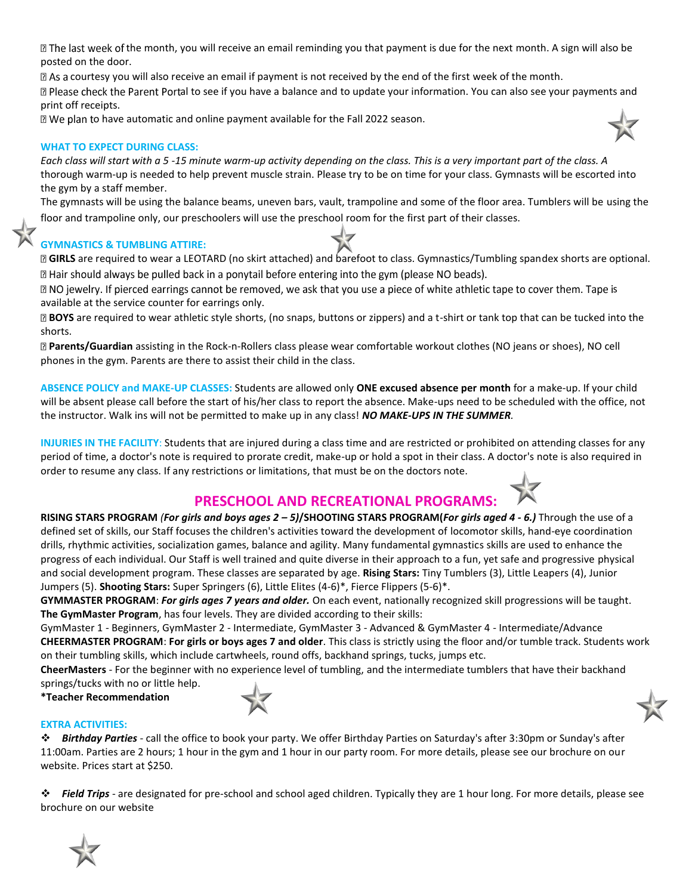- The last week of the month, you will receive an email reminding you that payment is due for the next month. A sign will also be posted on the door.
- As a courtesy you will also receive an email if payment is not received by the end of the first week of the month.
- Please check the Parent Portal to see if you have a balance and to update your information. You can also see your payments and print off receipts.
- We plan to have automatic and online payment available for the Fall 2022 season.

### WHAT TO EXPECT DURING CLASS:

*Each class will start with a 5 -15 minute warm-up activity depending on the class. This is a very important part of the class. A* thorough warm-up is needed to help prevent muscle strain. Please try to be on time for your class. Gymnasts will be escorted into the gym by a staff member.

The gymnasts will be using the balance beams, uneven bars, vault, trampoline and some of the floor area. Tumblers will be using the floor and trampoline only, our preschoolers will use the preschool room for the first part of their classes.

### GYMNASTICS & TUMBLING ATTIRE:

- **GIRLS** are required to wear a LEOTARD (no skirt attached) and barefoot to class. Gymnastics/Tumbling spandex shorts are optional.
- Hair should always be pulled back in a ponytail before entering into the gym (please NO beads).
- NO jewelry. If pierced earrings cannot be removed, we ask that you use a piece of white athletic tape to cover them. Tape is available at the service counter for earrings only.
- **BOYS** are required to wear athletic style shorts, (no snaps, buttons or zippers) and a t-shirt or tank top that can be tucked into the shorts.
- **Parents/Guardian** assisting in the Rock-n-Rollers class please wear comfortable workout clothes (NO jeans or shoes), NO cell phones in the gym. Parents are there to assist their child in the class.

**ABSENCE POLICY and MAKE-UP CLASSES:** Students are allowed only **ONE excused absence per month** for a make-up. If your child will be absent please call before the start of his/her class to report the absence. Make-ups need to be scheduled with the office, not the instructor. Walk ins will not be permitted to make up in any class! ***NO MAKE-UPS IN THE SUMMER***.

**INJURIES IN THE FACILITY**: Students that are injured during a class time and are restricted or prohibited on attending classes for any period of time, a doctor's note is required to prorate credit, make-up or hold a spot in their class. A doctor's note is also required in order to resume any class. If any restrictions or limitations, that must be on the doctors note.

## PRESCHOOL AND RECREATIONAL PROGRAMS:

**RISING STARS PROGRAM** ***(For girls and boys ages 2 – 5)*****/SHOOTING STARS PROGRAM(*****For girls aged 4 - 6.)*** Through the use of a defined set of skills, our Staff focuses the children's activities toward the development of locomotor skills, hand-eye coordination drills, rhythmic activities, socialization games, balance and agility. Many fundamental gymnastics skills are used to enhance the progress of each individual. Our Staff is well trained and quite diverse in their approach to a fun, yet safe and progressive physical and social development program. These classes are separated by age. **Rising Stars:** Tiny Tumblers (3), Little Leapers (4), Junior Jumpers (5). **Shooting Stars:** Super Springers (6), Little Elites (4-6)*, Fierce Flippers (5-6)*.

**GYMMASTER PROGRAM**: ***For girls ages 7 years and older.*** On each event, nationally recognized skill progressions will be taught. **The GymMaster Program**, has four levels. They are divided according to their skills:

GymMaster 1 - Beginners, GymMaster 2 - Intermediate, GymMaster 3 - Advanced & GymMaster 4 - Intermediate/Advance

**CHEERMASTER PROGRAM**: **For girls or boys ages 7 and older**. This class is strictly using the floor and/or tumble track. Students work on their tumbling skills, which include cartwheels, round offs, backhand springs, tucks, jumps etc.

**CheerMasters** - For the beginner with no experience level of tumbling, and the intermediate tumblers that have their backhand springs/tucks with no or little help.

**\*Teacher Recommendation**

### EXTRA ACTIVITIES:

- ***Birthday Parties*** - call the office to book your party. We offer Birthday Parties on Saturday's after 3:30pm or Sunday's after 11:00am. Parties are 2 hours; 1 hour in the gym and 1 hour in our party room. For more details, please see our brochure on our website. Prices start at $250.

- ***Field Trips*** - are designated for pre-school and school aged children. Typically they are 1 hour long. For more details, please see brochure on our website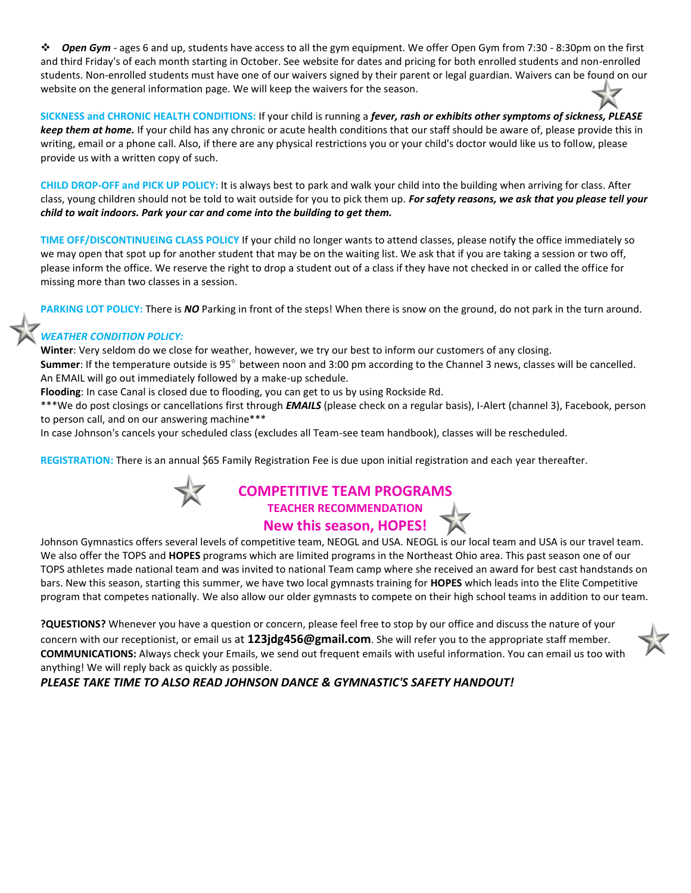- ***Open Gym*** - ages 6 and up, students have access to all the gym equipment. We offer Open Gym from 7:30 - 8:30pm on the first and third Friday's of each month starting in October. See website for dates and pricing for both enrolled students and non-enrolled students. Non-enrolled students must have one of our waivers signed by their parent or legal guardian. Waivers can be found on our website on the general information page. We will keep the waivers for the season.

**SICKNESS and CHRONIC HEALTH CONDITIONS:** If your child is running a ***fever, rash or exhibits other symptoms of sickness, PLEASE keep them at home.*** If your child has any chronic or acute health conditions that our staff should be aware of, please provide this in writing, email or a phone call. Also, if there are any physical restrictions you or your child's doctor would like us to follow, please provide us with a written copy of such.

**CHILD DROP-OFF and PICK UP POLICY:** It is always best to park and walk your child into the building when arriving for class. After class, young children should not be told to wait outside for you to pick them up. ***For safety reasons, we ask that you please tell your child to wait indoors. Park your car and come into the building to get them.***

**TIME OFF/DISCONTINUEING CLASS POLICY** If your child no longer wants to attend classes, please notify the office immediately so we may open that spot up for another student that may be on the waiting list. We ask that if you are taking a session or two off, please inform the office. We reserve the right to drop a student out of a class if they have not checked in or called the office for missing more than two classes in a session.

**PARKING LOT POLICY:** There is ***NO*** Parking in front of the steps! When there is snow on the ground, do not park in the turn around.

***WEATHER CONDITION POLICY:***

**Winter**: Very seldom do we close for weather, however, we try our best to inform our customers of any closing.

**Summer**: If the temperature outside is 95° between noon and 3:00 pm according to the Channel 3 news, classes will be cancelled. An EMAIL will go out immediately followed by a make-up schedule.

**Flooding**: In case Canal is closed due to flooding, you can get to us by using Rockside Rd.

***We do post closings or cancellations first through ***EMAILS*** (please check on a regular basis), I-Alert (channel 3), Facebook, person to person call, and on our answering machine***

In case Johnson's cancels your scheduled class (excludes all Team-see team handbook), classes will be rescheduled.

**REGISTRATION:** There is an annual $65 Family Registration Fee is due upon initial registration and each year thereafter.

## COMPETITIVE TEAM PROGRAMS

### TEACHER RECOMMENDATION

### New this season, HOPES!

Johnson Gymnastics offers several levels of competitive team, NEOGL and USA. NEOGL is our local team and USA is our travel team. We also offer the TOPS and **HOPES** programs which are limited programs in the Northeast Ohio area. This past season one of our TOPS athletes made national team and was invited to national Team camp where she received an award for best cast handstands on bars. New this season, starting this summer, we have two local gymnasts training for **HOPES** which leads into the Elite Competitive program that competes nationally. We also allow our older gymnasts to compete on their high school teams in addition to our team.

**?QUESTIONS?** Whenever you have a question or concern, please feel free to stop by our office and discuss the nature of your concern with our receptionist, or email us at **123jdg456@gmail.com**. She will refer you to the appropriate staff member.
**COMMUNICATIONS:** Always check your Emails, we send out frequent emails with useful information. You can email us too with anything! We will reply back as quickly as possible.

***PLEASE TAKE TIME TO ALSO READ JOHNSON DANCE & GYMNASTIC'S SAFETY HANDOUT!***